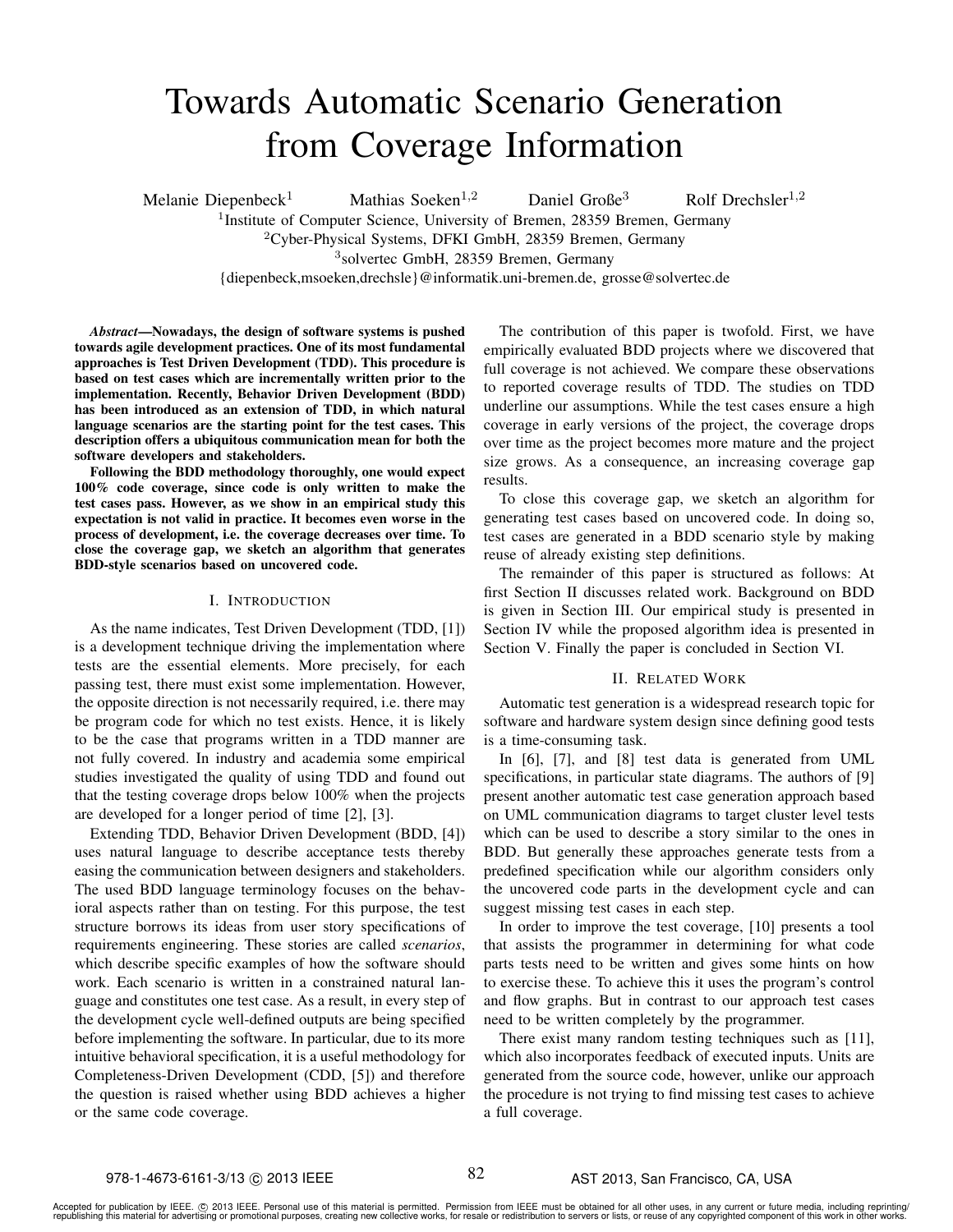# Towards Automatic Scenario Generation from Coverage Information

Melanie Diepenbeck[1] Mathias Soeken[1,2] Daniel Große[3] Rolf Drechsler[1,2]

[1]Institute of Computer Science, University of Bremen, 28359 Bremen, Germany
[2]Cyber-Physical Systems, DFKI GmbH, 28359 Bremen, Germany
[3]solvertec GmbH, 28359 Bremen, Germany
{diepenbeck,msoeken,drechsle}@informatik.uni-bremen.de, grosse@solvertec.de

***Abstract*—Nowadays, the design of software systems is pushed towards agile development practices. One of its most fundamental approaches is Test Driven Development (TDD). This procedure is based on test cases which are incrementally written prior to the implementation. Recently, Behavior Driven Development (BDD) has been introduced as an extension of TDD, in which natural language scenarios are the starting point for the test cases. This description offers a ubiquitous communication mean for both the software developers and stakeholders.**

**Following the BDD methodology thoroughly, one would expect 100% code coverage, since code is only written to make the test cases pass. However, as we show in an empirical study this expectation is not valid in practice. It becomes even worse in the process of development, i.e. the coverage decreases over time. To close the coverage gap, we sketch an algorithm that generates BDD-style scenarios based on uncovered code.**

## I. Introduction

As the name indicates, Test Driven Development (TDD, [1]) is a development technique driving the implementation where tests are the essential elements. More precisely, for each passing test, there must exist some implementation. However, the opposite direction is not necessarily required, i.e. there may be program code for which no test exists. Hence, it is likely to be the case that programs written in a TDD manner are not fully covered. In industry and academia some empirical studies investigated the quality of using TDD and found out that the testing coverage drops below 100% when the projects are developed for a longer period of time [2], [3].

Extending TDD, Behavior Driven Development (BDD, [4]) uses natural language to describe acceptance tests thereby easing the communication between designers and stakeholders. The used BDD language terminology focuses on the behavioral aspects rather than on testing. For this purpose, the test structure borrows its ideas from user story specifications of requirements engineering. These stories are called *scenarios*, which describe specific examples of how the software should work. Each scenario is written in a constrained natural language and constitutes one test case. As a result, in every step of the development cycle well-defined outputs are being specified before implementing the software. In particular, due to its more intuitive behavioral specification, it is a useful methodology for Completeness-Driven Development (CDD, [5]) and therefore the question is raised whether using BDD achieves a higher or the same code coverage.

The contribution of this paper is twofold. First, we have empirically evaluated BDD projects where we discovered that full coverage is not achieved. We compare these observations to reported coverage results of TDD. The studies on TDD underline our assumptions. While the test cases ensure a high coverage in early versions of the project, the coverage drops over time as the project becomes more mature and the project size grows. As a consequence, an increasing coverage gap results.

To close this coverage gap, we sketch an algorithm for generating test cases based on uncovered code. In doing so, test cases are generated in a BDD scenario style by making reuse of already existing step definitions.

The remainder of this paper is structured as follows: At first Section II discusses related work. Background on BDD is given in Section III. Our empirical study is presented in Section IV while the proposed algorithm idea is presented in Section V. Finally the paper is concluded in Section VI.

## II. Related Work

Automatic test generation is a widespread research topic for software and hardware system design since defining good tests is a time-consuming task.

In [6], [7], and [8] test data is generated from UML specifications, in particular state diagrams. The authors of [9] present another automatic test case generation approach based on UML communication diagrams to target cluster level tests which can be used to describe a story similar to the ones in BDD. But generally these approaches generate tests from a predefined specification while our algorithm considers only the uncovered code parts in the development cycle and can suggest missing test cases in each step.

In order to improve the test coverage, [10] presents a tool that assists the programmer in determining for what code parts tests need to be written and gives some hints on how to exercise these. To achieve this it uses the program's control and flow graphs. But in contrast to our approach test cases need to be written completely by the programmer.

There exist many random testing techniques such as [11], which also incorporates feedback of executed inputs. Units are generated from the source code, however, unlike our approach the procedure is not trying to find missing test cases to achieve a full coverage.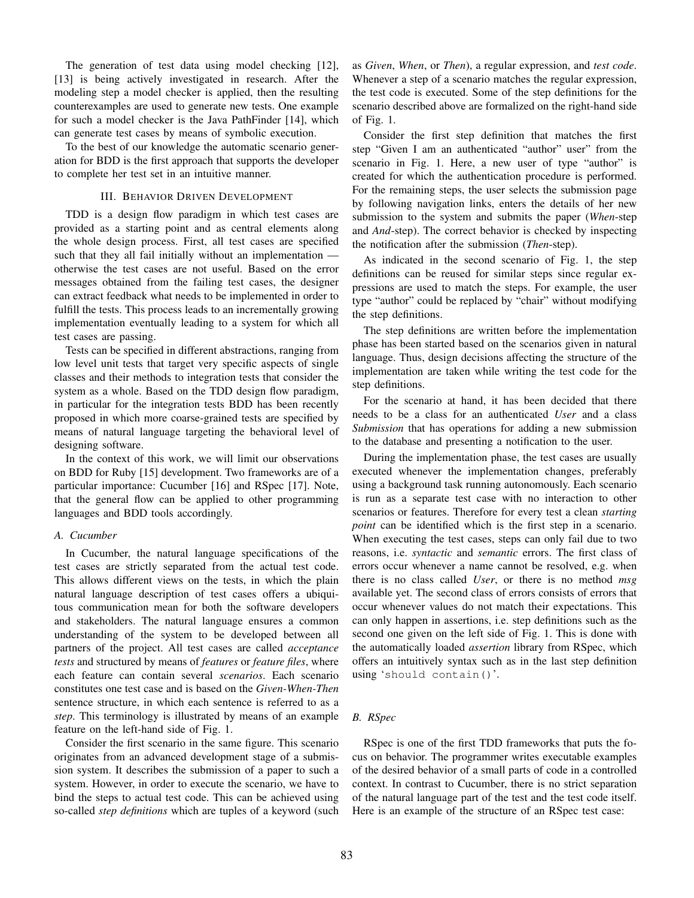The generation of test data using model checking [12], [13] is being actively investigated in research. After the modeling step a model checker is applied, then the resulting counterexamples are used to generate new tests. One example for such a model checker is the Java PathFinder [14], which can generate test cases by means of symbolic execution.

To the best of our knowledge the automatic scenario generation for BDD is the first approach that supports the developer to complete her test set in an intuitive manner.

## III. Behavior Driven Development

TDD is a design flow paradigm in which test cases are provided as a starting point and as central elements along the whole design process. First, all test cases are specified such that they all fail initially without an implementation — otherwise the test cases are not useful. Based on the error messages obtained from the failing test cases, the designer can extract feedback what needs to be implemented in order to fulfill the tests. This process leads to an incrementally growing implementation eventually leading to a system for which all test cases are passing.

Tests can be specified in different abstractions, ranging from low level unit tests that target very specific aspects of single classes and their methods to integration tests that consider the system as a whole. Based on the TDD design flow paradigm, in particular for the integration tests BDD has been recently proposed in which more coarse-grained tests are specified by means of natural language targeting the behavioral level of designing software.

In the context of this work, we will limit our observations on BDD for Ruby [15] development. Two frameworks are of a particular importance: Cucumber [16] and RSpec [17]. Note, that the general flow can be applied to other programming languages and BDD tools accordingly.

### A. Cucumber

In Cucumber, the natural language specifications of the test cases are strictly separated from the actual test code. This allows different views on the tests, in which the plain natural language description of test cases offers a ubiquitous communication mean for both the software developers and stakeholders. The natural language ensures a common understanding of the system to be developed between all partners of the project. All test cases are called *acceptance tests* and structured by means of *features* or *feature files*, where each feature can contain several *scenarios*. Each scenario constitutes one test case and is based on the *Given-When-Then* sentence structure, in which each sentence is referred to as a *step*. This terminology is illustrated by means of an example feature on the left-hand side of Fig. 1.

Consider the first scenario in the same figure. This scenario originates from an advanced development stage of a submission system. It describes the submission of a paper to such a system. However, in order to execute the scenario, we have to bind the steps to actual test code. This can be achieved using so-called *step definitions* which are tuples of a keyword (such as *Given*, *When*, or *Then*), a regular expression, and *test code*. Whenever a step of a scenario matches the regular expression, the test code is executed. Some of the step definitions for the scenario described above are formalized on the right-hand side of Fig. 1.

Consider the first step definition that matches the first step "Given I am an authenticated "author" user" from the scenario in Fig. 1. Here, a new user of type "author" is created for which the authentication procedure is performed. For the remaining steps, the user selects the submission page by following navigation links, enters the details of her new submission to the system and submits the paper (*When*-step and *And*-step). The correct behavior is checked by inspecting the notification after the submission (*Then*-step).

As indicated in the second scenario of Fig. 1, the step definitions can be reused for similar steps since regular expressions are used to match the steps. For example, the user type "author" could be replaced by "chair" without modifying the step definitions.

The step definitions are written before the implementation phase has been started based on the scenarios given in natural language. Thus, design decisions affecting the structure of the implementation are taken while writing the test code for the step definitions.

For the scenario at hand, it has been decided that there needs to be a class for an authenticated *User* and a class *Submission* that has operations for adding a new submission to the database and presenting a notification to the user.

During the implementation phase, the test cases are usually executed whenever the implementation changes, preferably using a background task running autonomously. Each scenario is run as a separate test case with no interaction to other scenarios or features. Therefore for every test a clean *starting point* can be identified which is the first step in a scenario. When executing the test cases, steps can only fail due to two reasons, i.e. *syntactic* and *semantic* errors. The first class of errors occur whenever a name cannot be resolved, e.g. when there is no class called *User*, or there is no method *msg* available yet. The second class of errors consists of errors that occur whenever values do not match their expectations. This can only happen in assertions, i.e. step definitions such as the second one given on the left side of Fig. 1. This is done with the automatically loaded *assertion* library from RSpec, which offers an intuitively syntax such as in the last step definition using '`should contain()`'.

### B. RSpec

RSpec is one of the first TDD frameworks that puts the focus on behavior. The programmer writes executable examples of the desired behavior of a small parts of code in a controlled context. In contrast to Cucumber, there is no strict separation of the natural language part of the test and the test code itself. Here is an example of the structure of an RSpec test case: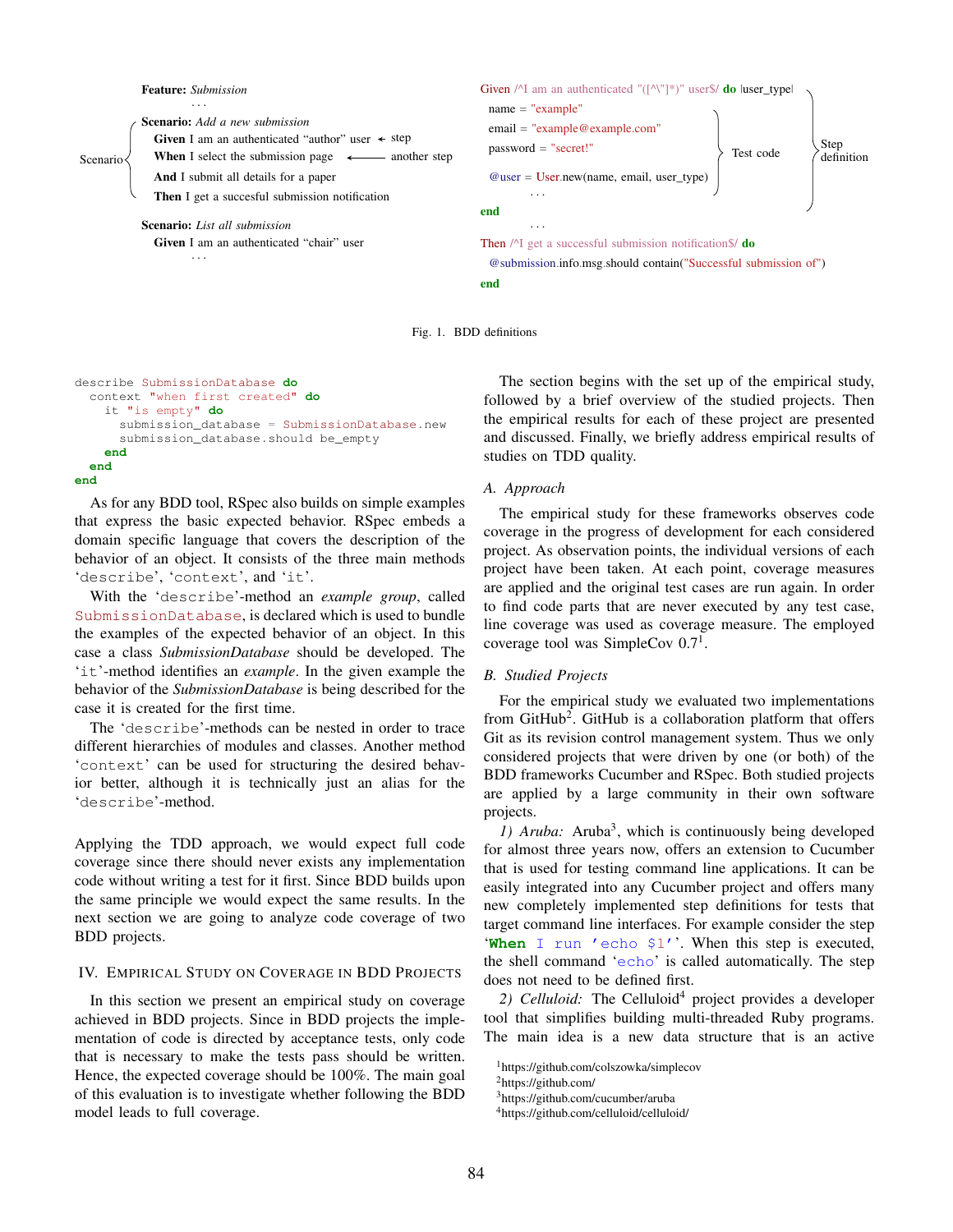```
Feature: Submission
    ...

Scenario: Add a new submission
    Given I am an authenticated "author" user      <- step
    When I select the submission page              <- another step
    And I submit all details for a paper
    Then I get a succesful submission notification

Scenario: List all submission
    Given I am an authenticated "chair" user
    ...
```

```
Given /^I am an authenticated "([^\"]*)" user$/ do |user_type|
  name = "example"
  email = "example@example.com"
  password = "secret!"

  @user = User.new(name, email, user_type)
  ...
end
...
Then /^I get a successful submission notification$/ do
  @submission.info.msg.should contain("Successful submission of")
end
```

Labels in figure: Scenario; step; another step; Test code; Step definition

Fig. 1. BDD definitions

```
describe SubmissionDatabase do
  context "when first created" do
    it "is empty" do
      submission_database = SubmissionDatabase.new
      submission_database.should be_empty
    end
  end
end
```

As for any BDD tool, RSpec also builds on simple examples that express the basic expected behavior. RSpec embeds a domain specific language that covers the description of the behavior of an object. It consists of the three main methods '`describe`', '`context`', and '`it`'.

With the '`describe`'-method an *example group*, called `SubmissionDatabase`, is declared which is used to bundle the examples of the expected behavior of an object. In this case a class *SubmissionDatabase* should be developed. The '`it`'-method identifies an *example*. In the given example the behavior of the *SubmissionDatabase* is being described for the case it is created for the first time.

The '`describe`'-methods can be nested in order to trace different hierarchies of modules and classes. Another method '`context`' can be used for structuring the desired behavior better, although it is technically just an alias for the '`describe`'-method.

Applying the TDD approach, we would expect full code coverage since there should never exists any implementation code without writing a test for it first. Since BDD builds upon the same principle we would expect the same results. In the next section we are going to analyze code coverage of two BDD projects.

## IV. Empirical Study on Coverage in BDD Projects

In this section we present an empirical study on coverage achieved in BDD projects. Since in BDD projects the implementation of code is directed by acceptance tests, only code that is necessary to make the tests pass should be written. Hence, the expected coverage should be 100%. The main goal of this evaluation is to investigate whether following the BDD model leads to full coverage.

The section begins with the set up of the empirical study, followed by a brief overview of the studied projects. Then the empirical results for each of these project are presented and discussed. Finally, we briefly address empirical results of studies on TDD quality.

### A. Approach

The empirical study for these frameworks observes code coverage in the progress of development for each considered project. As observation points, the individual versions of each project have been taken. At each point, coverage measures are applied and the original test cases are run again. In order to find code parts that are never executed by any test case, line coverage was used as coverage measure. The employed coverage tool was SimpleCov 0.7[1].

### B. Studied Projects

For the empirical study we evaluated two implementations from GitHub[2]. GitHub is a collaboration platform that offers Git as its revision control management system. Thus we only considered projects that were driven by one (or both) of the BDD frameworks Cucumber and RSpec. Both studied projects are applied by a large community in their own software projects.

*1) Aruba:* Aruba[3], which is continuously being developed for almost three years now, offers an extension to Cucumber that is used for testing command line applications. It can be easily integrated into any Cucumber project and offers many new completely implemented step definitions for tests that target command line interfaces. For example consider the step '`When I run 'echo $1'`'. When this step is executed, the shell command '`echo`' is called automatically. The step does not need to be defined first.

*2) Celluloid:* The Celluloid[4] project provides a developer tool that simplifies building multi-threaded Ruby programs. The main idea is a new data structure that is an active

[1]https://github.com/colszowka/simplecov
[2]https://github.com/
[3]https://github.com/cucumber/aruba
[4]https://github.com/celluloid/celluloid/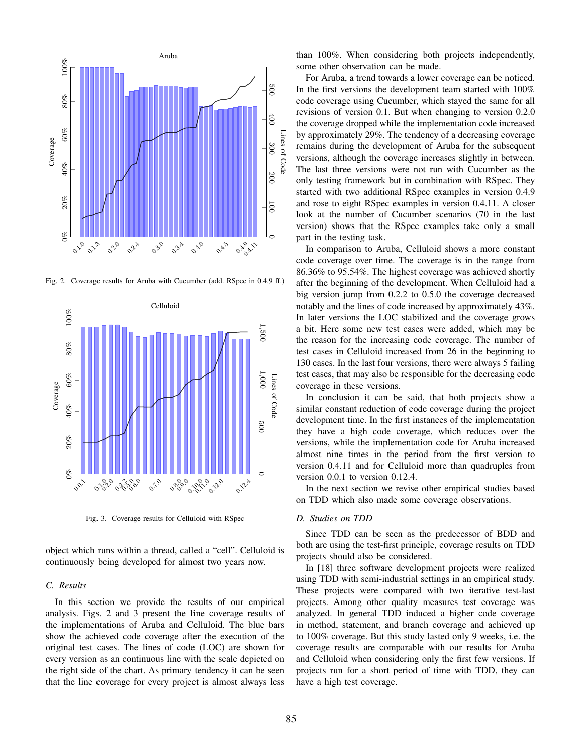Fig. 2. Coverage results for Aruba with Cucumber (add. RSpec in 0.4.9 ff.)

Fig. 3. Coverage results for Celluloid with RSpec

object which runs within a thread, called a "cell". Celluloid is continuously being developed for almost two years now.

### C. Results

In this section we provide the results of our empirical analysis. Figs. 2 and 3 present the line coverage results of the implementations of Aruba and Celluloid. The blue bars show the achieved code coverage after the execution of the original test cases. The lines of code (LOC) are shown for every version as an continuous line with the scale depicted on the right side of the chart. As primary tendency it can be seen that the line coverage for every project is almost always less than 100%. When considering both projects independently, some other observation can be made.

For Aruba, a trend towards a lower coverage can be noticed. In the first versions the development team started with 100% code coverage using Cucumber, which stayed the same for all revisions of version 0.1. But when changing to version 0.2.0 the coverage dropped while the implementation code increased by approximately 29%. The tendency of a decreasing coverage remains during the development of Aruba for the subsequent versions, although the coverage increases slightly in between. The last three versions were not run with Cucumber as the only testing framework but in combination with RSpec. They started with two additional RSpec examples in version 0.4.9 and rose to eight RSpec examples in version 0.4.11. A closer look at the number of Cucumber scenarios (70 in the last version) shows that the RSpec examples take only a small part in the testing task.

In comparison to Aruba, Celluloid shows a more constant code coverage over time. The coverage is in the range from 86.36% to 95.54%. The highest coverage was achieved shortly after the beginning of the development. When Celluloid had a big version jump from 0.2.2 to 0.5.0 the coverage decreased notably and the lines of code increased by approximately 43%. In later versions the LOC stabilized and the coverage grows a bit. Here some new test cases were added, which may be the reason for the increasing code coverage. The number of test cases in Celluloid increased from 26 in the beginning to 130 cases. In the last four versions, there were always 5 failing test cases, that may also be responsible for the decreasing code coverage in these versions.

In conclusion it can be said, that both projects show a similar constant reduction of code coverage during the project development time. In the first instances of the implementation they have a high code coverage, which reduces over the versions, while the implementation code for Aruba increased almost nine times in the period from the first version to version 0.4.11 and for Celluloid more than quadruples from version 0.0.1 to version 0.12.4.

In the next section we revise other empirical studies based on TDD which also made some coverage observations.

### D. Studies on TDD

Since TDD can be seen as the predecessor of BDD and both are using the test-first principle, coverage results on TDD projects should also be considered.

In [18] three software development projects were realized using TDD with semi-industrial settings in an empirical study. These projects were compared with two iterative test-last projects. Among other quality measures test coverage was analyzed. In general TDD induced a higher code coverage in method, statement, and branch coverage and achieved up to 100% coverage. But this study lasted only 9 weeks, i.e. the coverage results are comparable with our results for Aruba and Celluloid when considering only the first few versions. If projects run for a short period of time with TDD, they can have a high test coverage.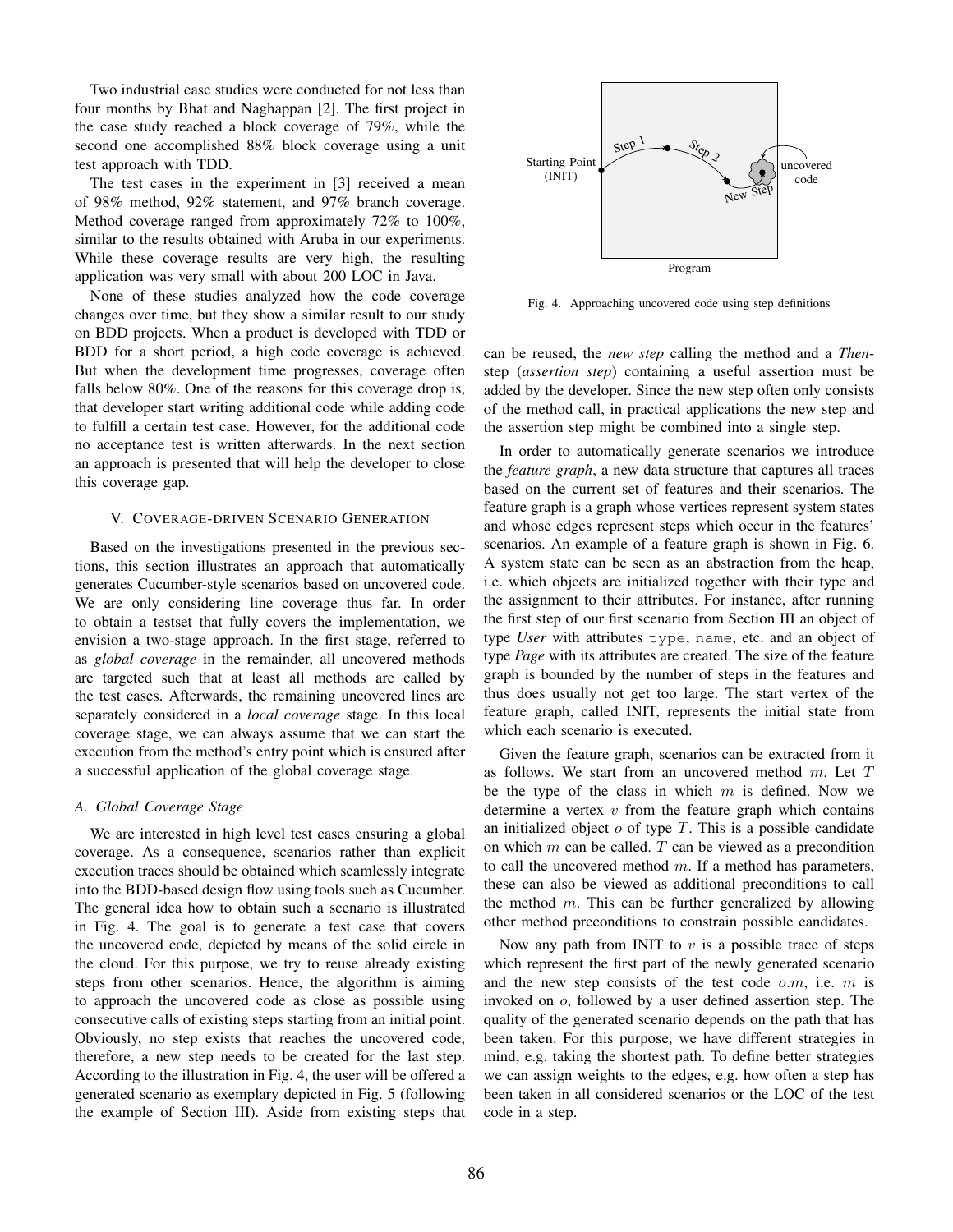Two industrial case studies were conducted for not less than four months by Bhat and Naghappan [2]. The first project in the case study reached a block coverage of 79%, while the second one accomplished 88% block coverage using a unit test approach with TDD.

The test cases in the experiment in [3] received a mean of 98% method, 92% statement, and 97% branch coverage. Method coverage ranged from approximately 72% to 100%, similar to the results obtained with Aruba in our experiments. While these coverage results are very high, the resulting application was very small with about 200 LOC in Java.

None of these studies analyzed how the code coverage changes over time, but they show a similar result to our study on BDD projects. When a product is developed with TDD or BDD for a short period, a high code coverage is achieved. But when the development time progresses, coverage often falls below 80%. One of the reasons for this coverage drop is, that developer start writing additional code while adding code to fulfill a certain test case. However, for the additional code no acceptance test is written afterwards. In the next section an approach is presented that will help the developer to close this coverage gap.

## V. Coverage-driven Scenario Generation

Based on the investigations presented in the previous sections, this section illustrates an approach that automatically generates Cucumber-style scenarios based on uncovered code. We are only considering line coverage thus far. In order to obtain a testset that fully covers the implementation, we envision a two-stage approach. In the first stage, referred to as *global coverage* in the remainder, all uncovered methods are targeted such that at least all methods are called by the test cases. Afterwards, the remaining uncovered lines are separately considered in a *local coverage* stage. In this local coverage stage, we can always assume that we can start the execution from the method's entry point which is ensured after a successful application of the global coverage stage.

### A. Global Coverage Stage

We are interested in high level test cases ensuring a global coverage. As a consequence, scenarios rather than explicit execution traces should be obtained which seamlessly integrate into the BDD-based design flow using tools such as Cucumber. The general idea how to obtain such a scenario is illustrated in Fig. 4. The goal is to generate a test case that covers the uncovered code, depicted by means of the solid circle in the cloud. For this purpose, we try to reuse already existing steps from other scenarios. Hence, the algorithm is aiming to approach the uncovered code as close as possible using consecutive calls of existing steps starting from an initial point. Obviously, no step exists that reaches the uncovered code, therefore, a new step needs to be created for the last step. According to the illustration in Fig. 4, the user will be offered a generated scenario as exemplary depicted in Fig. 5 (following the example of Section III). Aside from existing steps that can be reused, the *new step* calling the method and a *Then*-step (*assertion step*) containing a useful assertion must be added by the developer. Since the new step often only consists of the method call, in practical applications the new step and the assertion step might be combined into a single step.

Starting Point (INIT)
Step 1
Step 2
New Step
uncovered code
Program

Fig. 4. Approaching uncovered code using step definitions

In order to automatically generate scenarios we introduce the *feature graph*, a new data structure that captures all traces based on the current set of features and their scenarios. The feature graph is a graph whose vertices represent system states and whose edges represent steps which occur in the features' scenarios. An example of a feature graph is shown in Fig. 6. A system state can be seen as an abstraction from the heap, i.e. which objects are initialized together with their type and the assignment to their attributes. For instance, after running the first step of our first scenario from Section III an object of type *User* with attributes `type`, `name`, etc. and an object of type *Page* with its attributes are created. The size of the feature graph is bounded by the number of steps in the features and thus does usually not get too large. The start vertex of the feature graph, called INIT, represents the initial state from which each scenario is executed.

Given the feature graph, scenarios can be extracted from it as follows. We start from an uncovered method $m$. Let $T$ be the type of the class in which $m$ is defined. Now we determine a vertex $v$ from the feature graph which contains an initialized object $o$ of type $T$. This is a possible candidate on which $m$ can be called. $T$ can be viewed as a precondition to call the uncovered method $m$. If a method has parameters, these can also be viewed as additional preconditions to call the method $m$. This can be further generalized by allowing other method preconditions to constrain possible candidates.

Now any path from INIT to $v$ is a possible trace of steps which represent the first part of the newly generated scenario and the new step consists of the test code $o.m$, i.e. $m$ is invoked on $o$, followed by a user defined assertion step. The quality of the generated scenario depends on the path that has been taken. For this purpose, we have different strategies in mind, e.g. taking the shortest path. To define better strategies we can assign weights to the edges, e.g. how often a step has been taken in all considered scenarios or the LOC of the test code in a step.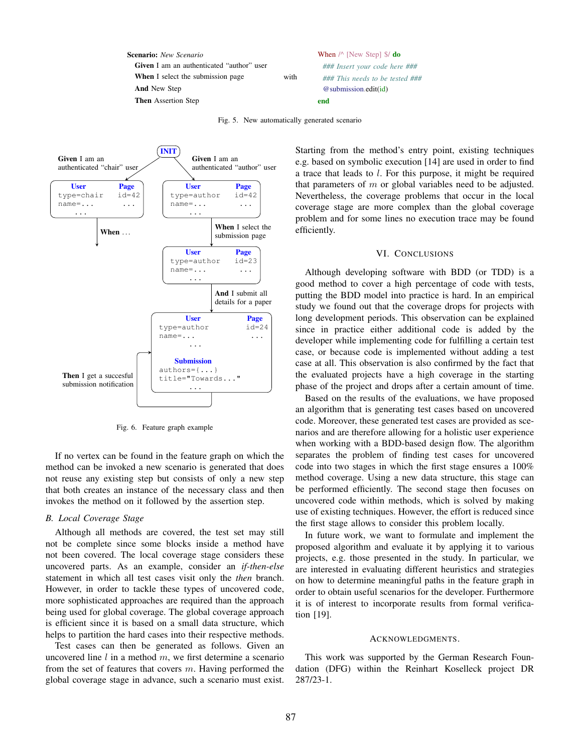```
Scenario: New Scenario
  Given I am an authenticated "author" user
  When I select the submission page
  And New Step
  Then Assertion Step
```

with

```
When /^ [New Step] $/ do
  ### Insert your code here ###
  ### This needs to be tested ###
  @submission.edit(id)
end
```

Fig. 5. New automatically generated scenario

Fig. 6. Feature graph example

If no vertex can be found in the feature graph on which the method can be invoked a new scenario is generated that does not reuse any existing step but consists of only a new step that both creates an instance of the necessary class and then invokes the method on it followed by the assertion step.

### B. Local Coverage Stage

Although all methods are covered, the test set may still not be complete since some blocks inside a method have not been covered. The local coverage stage considers these uncovered parts. As an example, consider an *if-then-else* statement in which all test cases visit only the *then* branch. However, in order to tackle these types of uncovered code, more sophisticated approaches are required than the approach being used for global coverage. The global coverage approach is efficient since it is based on a small data structure, which helps to partition the hard cases into their respective methods.

Test cases can then be generated as follows. Given an uncovered line $l$ in a method $m$, we first determine a scenario from the set of features that covers $m$. Having performed the global coverage stage in advance, such a scenario must exist. Starting from the method's entry point, existing techniques e.g. based on symbolic execution [14] are used in order to find a trace that leads to $l$. For this purpose, it might be required that parameters of $m$ or global variables need to be adjusted. Nevertheless, the coverage problems that occur in the local coverage stage are more complex than the global coverage problem and for some lines no execution trace may be found efficiently.

## VI. Conclusions

Although developing software with BDD (or TDD) is a good method to cover a high percentage of code with tests, putting the BDD model into practice is hard. In an empirical study we found out that the coverage drops for projects with long development periods. This observation can be explained since in practice either additional code is added by the developer while implementing code for fulfilling a certain test case, or because code is implemented without adding a test case at all. This observation is also confirmed by the fact that the evaluated projects have a high coverage in the starting phase of the project and drops after a certain amount of time.

Based on the results of the evaluations, we have proposed an algorithm that is generating test cases based on uncovered code. Moreover, these generated test cases are provided as scenarios and are therefore allowing for a holistic user experience when working with a BDD-based design flow. The algorithm separates the problem of finding test cases for uncovered code into two stages in which the first stage ensures a 100% method coverage. Using a new data structure, this stage can be performed efficiently. The second stage then focuses on uncovered code within methods, which is solved by making use of existing techniques. However, the effort is reduced since the first stage allows to consider this problem locally.

In future work, we want to formulate and implement the proposed algorithm and evaluate it by applying it to various projects, e.g. those presented in the study. In particular, we are interested in evaluating different heuristics and strategies on how to determine meaningful paths in the feature graph in order to obtain useful scenarios for the developer. Furthermore it is of interest to incorporate results from formal verification [19].

## Acknowledgments.

This work was supported by the German Research Foundation (DFG) within the Reinhart Koselleck project DR 287/23-1.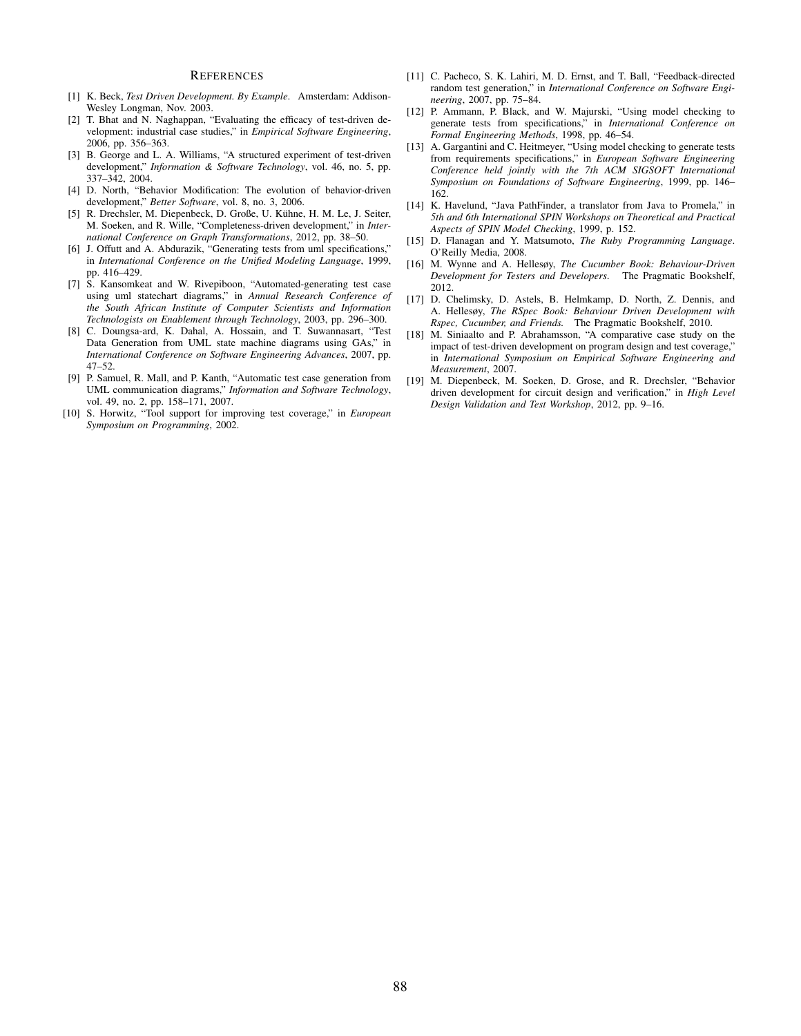## References

[1] K. Beck, *Test Driven Development. By Example*. Amsterdam: Addison-Wesley Longman, Nov. 2003.

[2] T. Bhat and N. Naghappan, "Evaluating the efficacy of test-driven development: industrial case studies," in *Empirical Software Engineering*, 2006, pp. 356–363.

[3] B. George and L. A. Williams, "A structured experiment of test-driven development," *Information & Software Technology*, vol. 46, no. 5, pp. 337–342, 2004.

[4] D. North, "Behavior Modification: The evolution of behavior-driven development," *Better Software*, vol. 8, no. 3, 2006.

[5] R. Drechsler, M. Diepenbeck, D. Große, U. Kühne, H. M. Le, J. Seiter, M. Soeken, and R. Wille, "Completeness-driven development," in *International Conference on Graph Transformations*, 2012, pp. 38–50.

[6] J. Offutt and A. Abdurazik, "Generating tests from uml specifications," in *International Conference on the Unified Modeling Language*, 1999, pp. 416–429.

[7] S. Kansomkeat and W. Rivepiboon, "Automated-generating test case using uml statechart diagrams," in *Annual Research Conference of the South African Institute of Computer Scientists and Information Technologists on Enablement through Technology*, 2003, pp. 296–300.

[8] C. Doungsa-ard, K. Dahal, A. Hossain, and T. Suwannasart, "Test Data Generation from UML state machine diagrams using GAs," in *International Conference on Software Engineering Advances*, 2007, pp. 47–52.

[9] P. Samuel, R. Mall, and P. Kanth, "Automatic test case generation from UML communication diagrams," *Information and Software Technology*, vol. 49, no. 2, pp. 158–171, 2007.

[10] S. Horwitz, "Tool support for improving test coverage," in *European Symposium on Programming*, 2002.

[11] C. Pacheco, S. K. Lahiri, M. D. Ernst, and T. Ball, "Feedback-directed random test generation," in *International Conference on Software Engineering*, 2007, pp. 75–84.

[12] P. Ammann, P. Black, and W. Majurski, "Using model checking to generate tests from specifications," in *International Conference on Formal Engineering Methods*, 1998, pp. 46–54.

[13] A. Gargantini and C. Heitmeyer, "Using model checking to generate tests from requirements specifications," in *European Software Engineering Conference held jointly with the 7th ACM SIGSOFT International Symposium on Foundations of Software Engineering*, 1999, pp. 146–162.

[14] K. Havelund, "Java PathFinder, a translator from Java to Promela," in *5th and 6th International SPIN Workshops on Theoretical and Practical Aspects of SPIN Model Checking*, 1999, p. 152.

[15] D. Flanagan and Y. Matsumoto, *The Ruby Programming Language*. O'Reilly Media, 2008.

[16] M. Wynne and A. Hellesøy, *The Cucumber Book: Behaviour-Driven Development for Testers and Developers*. The Pragmatic Bookshelf, 2012.

[17] D. Chelimsky, D. Astels, B. Helmkamp, D. North, Z. Dennis, and A. Hellesøy, *The RSpec Book: Behaviour Driven Development with Rspec, Cucumber, and Friends.* The Pragmatic Bookshelf, 2010.

[18] M. Siniaalto and P. Abrahamsson, "A comparative case study on the impact of test-driven development on program design and test coverage," in *International Symposium on Empirical Software Engineering and Measurement*, 2007.

[19] M. Diepenbeck, M. Soeken, D. Grose, and R. Drechsler, "Behavior driven development for circuit design and verification," in *High Level Design Validation and Test Workshop*, 2012, pp. 9–16.